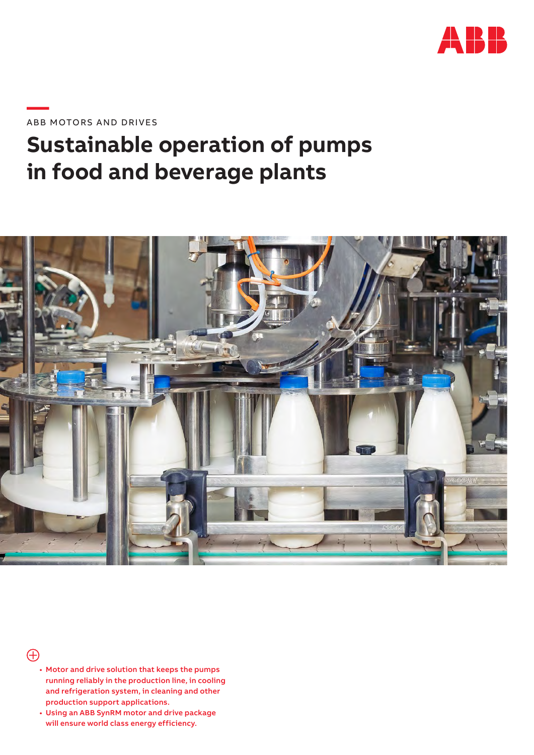ABB MOTORS AND DRIVES

# Sustainable operation of pumps in food and beverage plants

- Motor and drive solution that keeps the pumps running reliably in the production line, in cooling and refrigeration system, in cleaning and other production support applications.
- Using an ABB SynRM motor and drive package will ensure world class energy efficiency.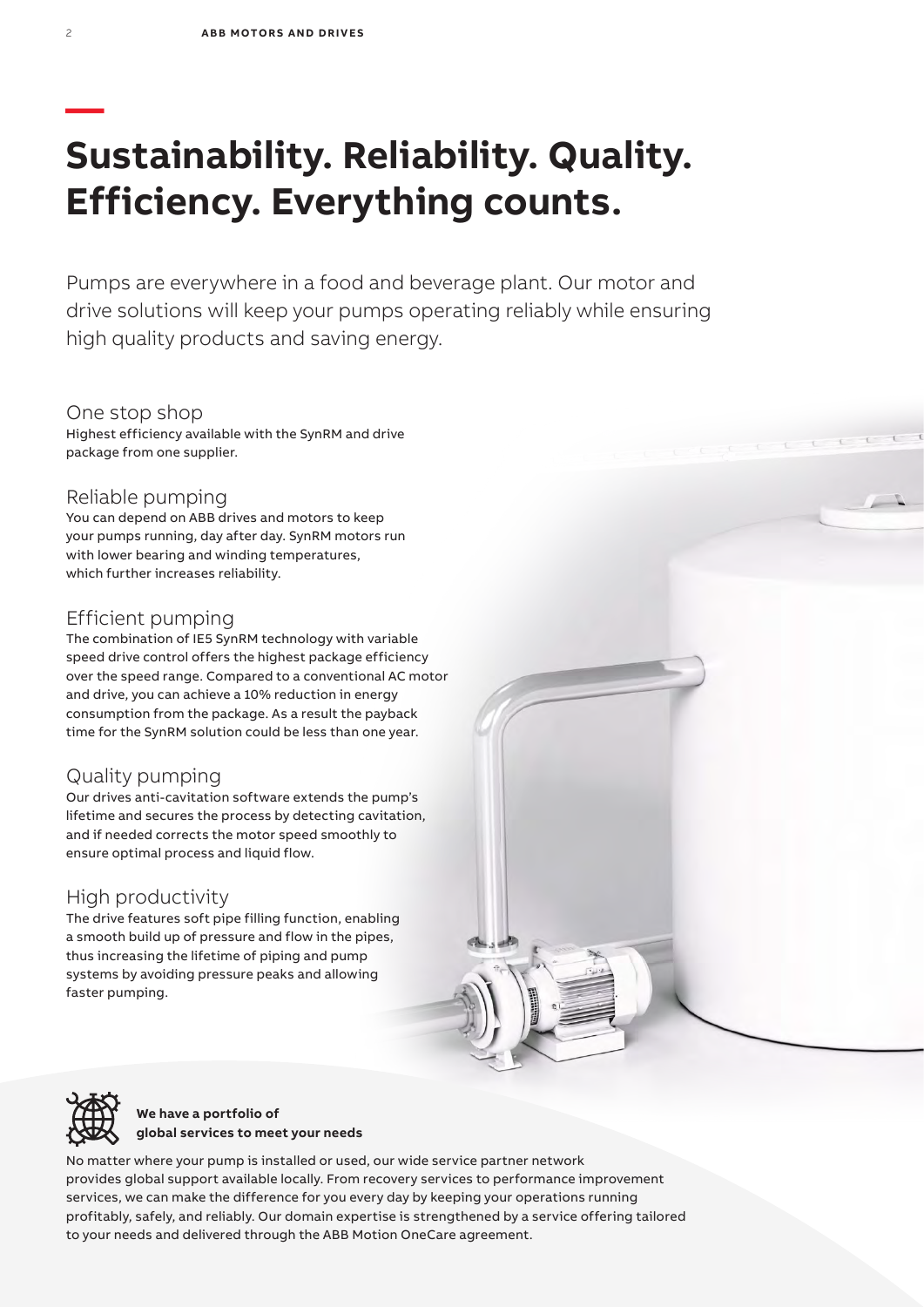# Sustainability. Reliability. Quality. Efficiency. Everything counts.

Pumps are everywhere in a food and beverage plant. Our motor and drive solutions will keep your pumps operating reliably while ensuring high quality products and saving energy.

## One stop shop

Highest efficiency available with the SynRM and drive package from one supplier.

## Reliable pumping

You can depend on ABB drives and motors to keep your pumps running, day after day. SynRM motors run with lower bearing and winding temperatures, which further increases reliability.

## Efficient pumping

The combination of IE5 SynRM technology with variable speed drive control offers the highest package efficiency over the speed range. Compared to a conventional AC motor and drive, you can achieve a 10% reduction in energy consumption from the package. As a result the payback time for the SynRM solution could be less than one year.

## Quality pumping

Our drives anti-cavitation software extends the pump's lifetime and secures the process by detecting cavitation, and if needed corrects the motor speed smoothly to ensure optimal process and liquid flow.

## High productivity

The drive features soft pipe filling function, enabling a smooth build up of pressure and flow in the pipes, thus increasing the lifetime of piping and pump systems by avoiding pressure peaks and allowing faster pumping.

**We have a portfolio of global services to meet your needs**

No matter where your pump is installed or used, our wide service partner network provides global support available locally. From recovery services to performance improvement services, we can make the difference for you every day by keeping your operations running profitably, safely, and reliably. Our domain expertise is strengthened by a service offering tailored to your needs and delivered through the ABB Motion OneCare agreement.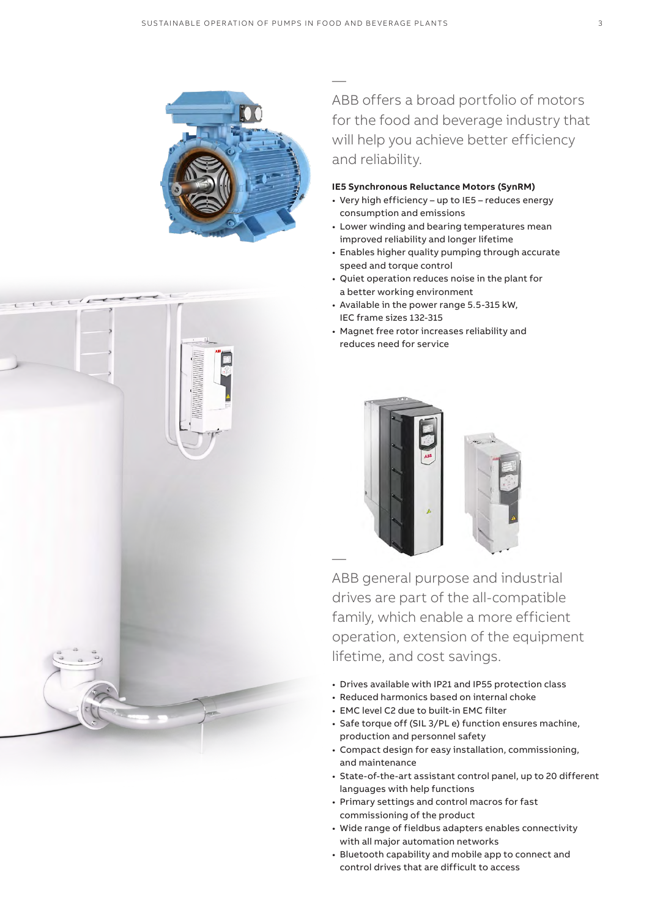ABB offers a broad portfolio of motors for the food and beverage industry that will help you achieve better efficiency and reliability.

**IE5 Synchronous Reluctance Motors (SynRM)**

- Very high efficiency – up to IE5 – reduces energy consumption and emissions
- Lower winding and bearing temperatures mean improved reliability and longer lifetime
- Enables higher quality pumping through accurate speed and torque control
- Quiet operation reduces noise in the plant for a better working environment
- Available in the power range 5.5-315 kW, IEC frame sizes 132-315
- Magnet free rotor increases reliability and reduces need for service

ABB general purpose and industrial drives are part of the all-compatible family, which enable a more efficient operation, extension of the equipment lifetime, and cost savings.

- Drives available with IP21 and IP55 protection class
- Reduced harmonics based on internal choke
- EMC level C2 due to built-in EMC filter
- Safe torque off (SIL 3/PL e) function ensures machine, production and personnel safety
- Compact design for easy installation, commissioning, and maintenance
- State-of-the-art assistant control panel, up to 20 different languages with help functions
- Primary settings and control macros for fast commissioning of the product
- Wide range of fieldbus adapters enables connectivity with all major automation networks
- Bluetooth capability and mobile app to connect and control drives that are difficult to access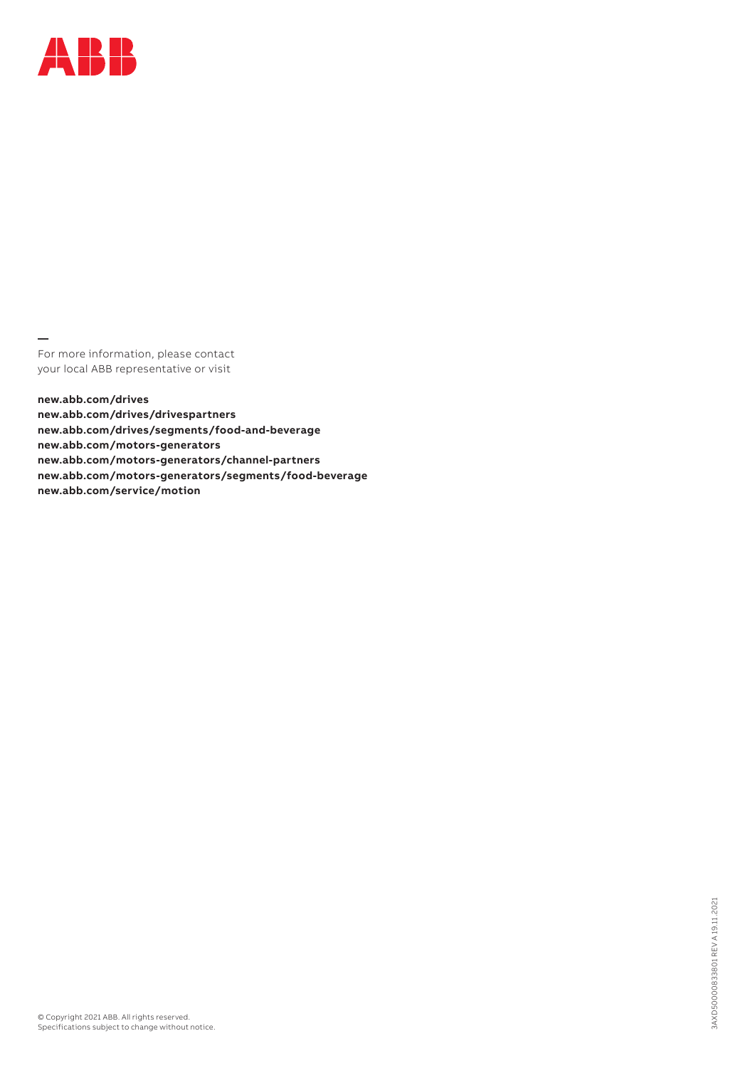—

For more information, please contact
your local ABB representative or visit

**new.abb.com/drives**
**new.abb.com/drives/drivespartners**
**new.abb.com/drives/segments/food-and-beverage**
**new.abb.com/motors-generators**
**new.abb.com/motors-generators/channel-partners**
**new.abb.com/motors-generators/segments/food-beverage**
**new.abb.com/service/motion**

© Copyright 2021 ABB. All rights reserved.
Specifications subject to change without notice.

3AXD50000833801 REV A 19.11.2021